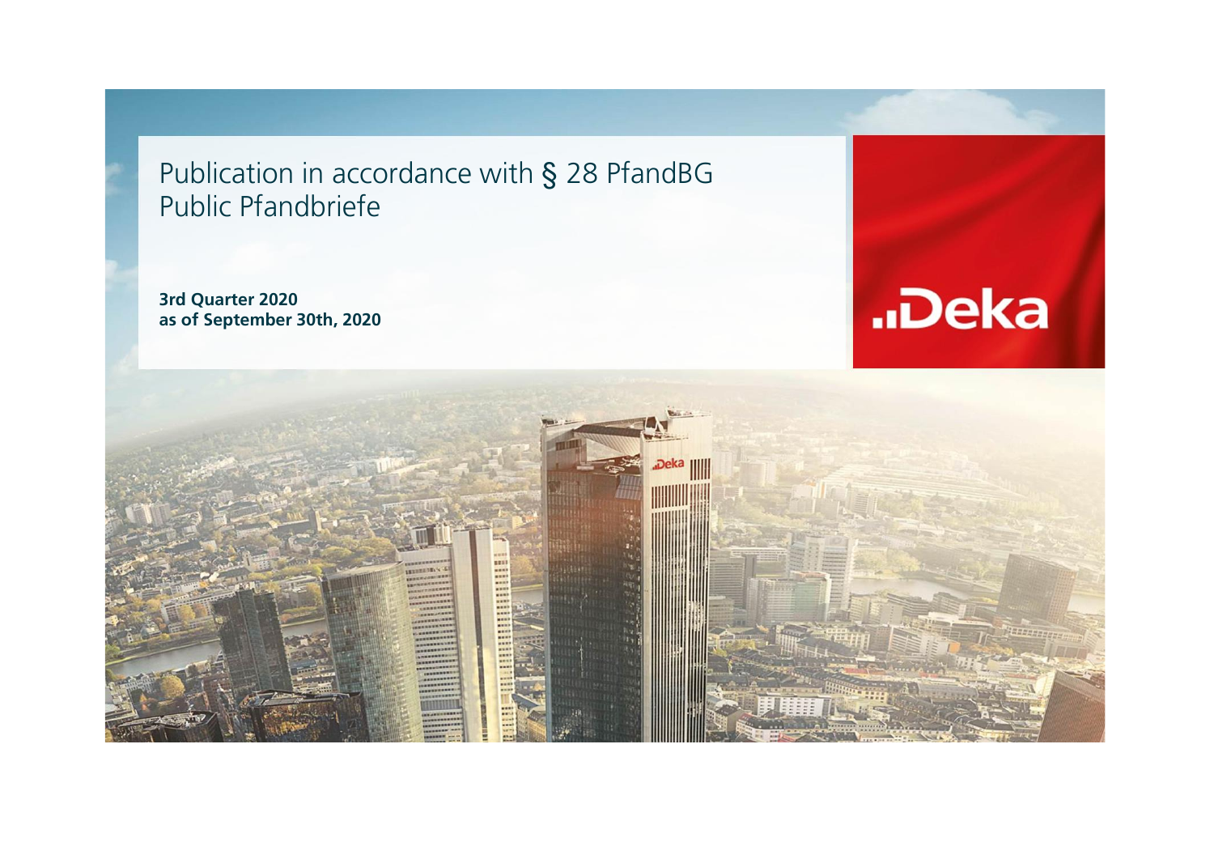# Publication in accordance with § 28 PfandBG Public Pfandbriefe

**3rd Quarter 2020**
**as of September 30th, 2020**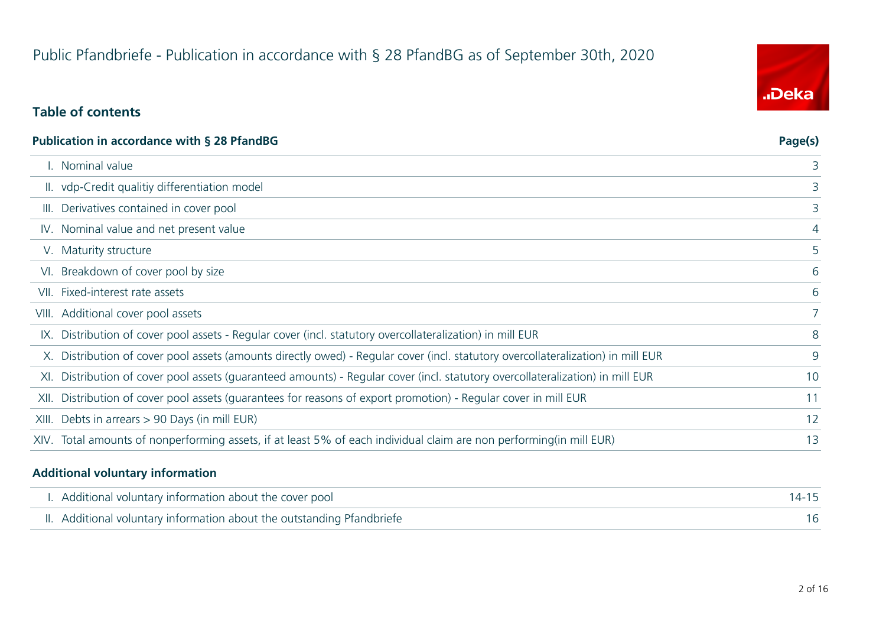# Public Pfandbriefe - Publication in accordance with § 28 PfandBG as of September 30th, 2020

## Table of contents

| Publication in accordance with § 28 PfandBG | | Page(s) |
|---|---|---|
| I. | Nominal value | 3 |
| II. | vdp-Credit qualitiy differentiation model | 3 |
| III. | Derivatives contained in cover pool | 3 |
| IV. | Nominal value and net present value | 4 |
| V. | Maturity structure | 5 |
| VI. | Breakdown of cover pool by size | 6 |
| VII. | Fixed-interest rate assets | 6 |
| VIII. | Additional cover pool assets | 7 |
| IX. | Distribution of cover pool assets - Regular cover (incl. statutory overcollateralization) in mill EUR | 8 |
| X. | Distribution of cover pool assets (amounts directly owed) - Regular cover (incl. statutory overcollateralization) in mill EUR | 9 |
| XI. | Distribution of cover pool assets (guaranteed amounts) - Regular cover (incl. statutory overcollateralization) in mill EUR | 10 |
| XII. | Distribution of cover pool assets (guarantees for reasons of export promotion) - Regular cover in mill EUR | 11 |
| XIII. | Debts in arrears > 90 Days (in mill EUR) | 12 |
| XIV. | Total amounts of nonperforming assets, if at least 5% of each individual claim are non performing(in mill EUR) | 13 |

| Additional voluntary information | | |
|---|---|---|
| I. | Additional voluntary information about the cover pool | 14-15 |
| II. | Additional voluntary information about the outstanding Pfandbriefe | 16 |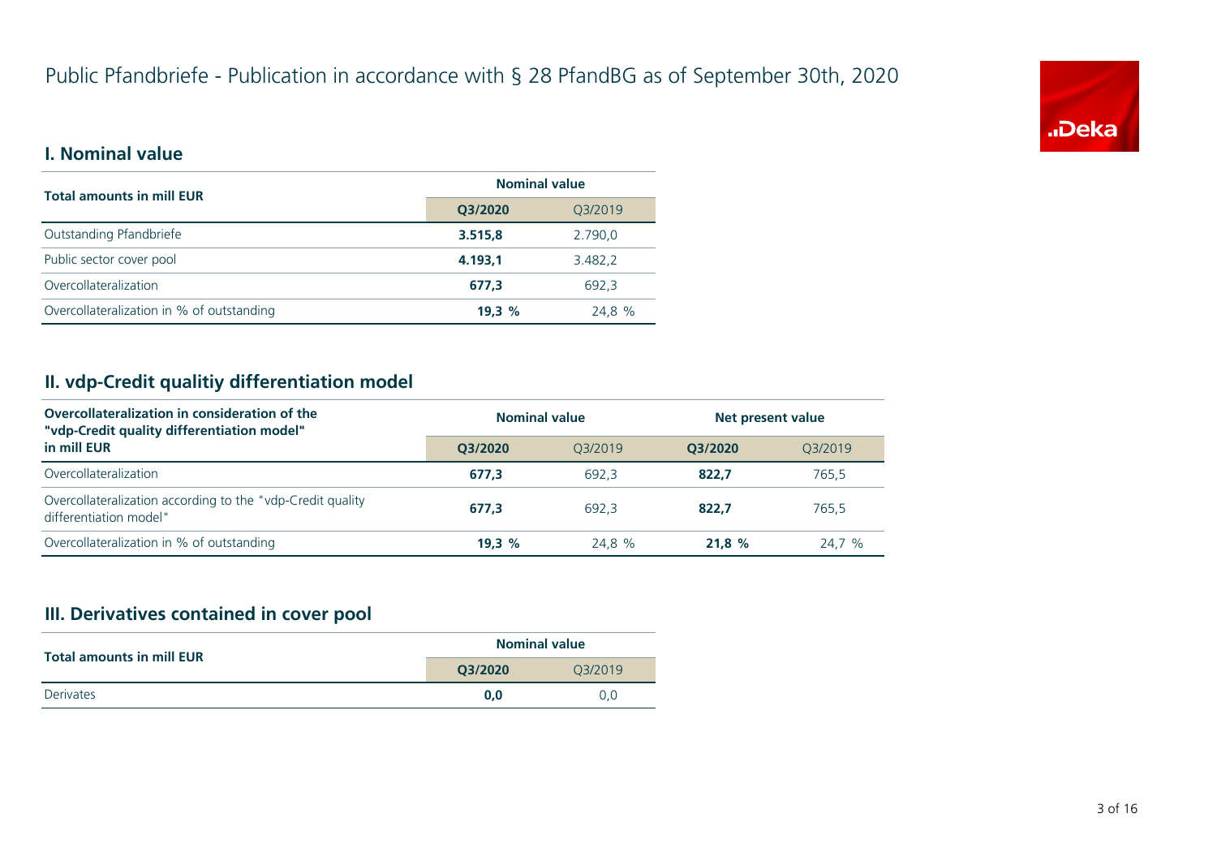# Public Pfandbriefe - Publication in accordance with § 28 PfandBG as of September 30th, 2020

## I. Nominal value

| Total amounts in mill EUR | Nominal value | |
|---|---|---|
| | **Q3/2020** | Q3/2019 |
| Outstanding Pfandbriefe | **3.515,8** | 2.790,0 |
| Public sector cover pool | **4.193,1** | 3.482,2 |
| Overcollateralization | **677,3** | 692,3 |
| Overcollateralization in % of outstanding | **19,3 %** | 24,8 % |

## II. vdp-Credit qualitiy differentiation model

| Overcollateralization in consideration of the "vdp-Credit quality differentiation model" in mill EUR | Nominal value | | Net present value | |
|---|---|---|---|---|
| | **Q3/2020** | Q3/2019 | **Q3/2020** | Q3/2019 |
| Overcollateralization | **677,3** | 692,3 | **822,7** | 765,5 |
| Overcollateralization according to the "vdp-Credit quality differentiation model" | **677,3** | 692,3 | **822,7** | 765,5 |
| Overcollateralization in % of outstanding | **19,3 %** | 24,8 % | **21,8 %** | 24,7 % |

## III. Derivatives contained in cover pool

| Total amounts in mill EUR | Nominal value | |
|---|---|---|
| | **Q3/2020** | Q3/2019 |
| Derivates | **0,0** | 0,0 |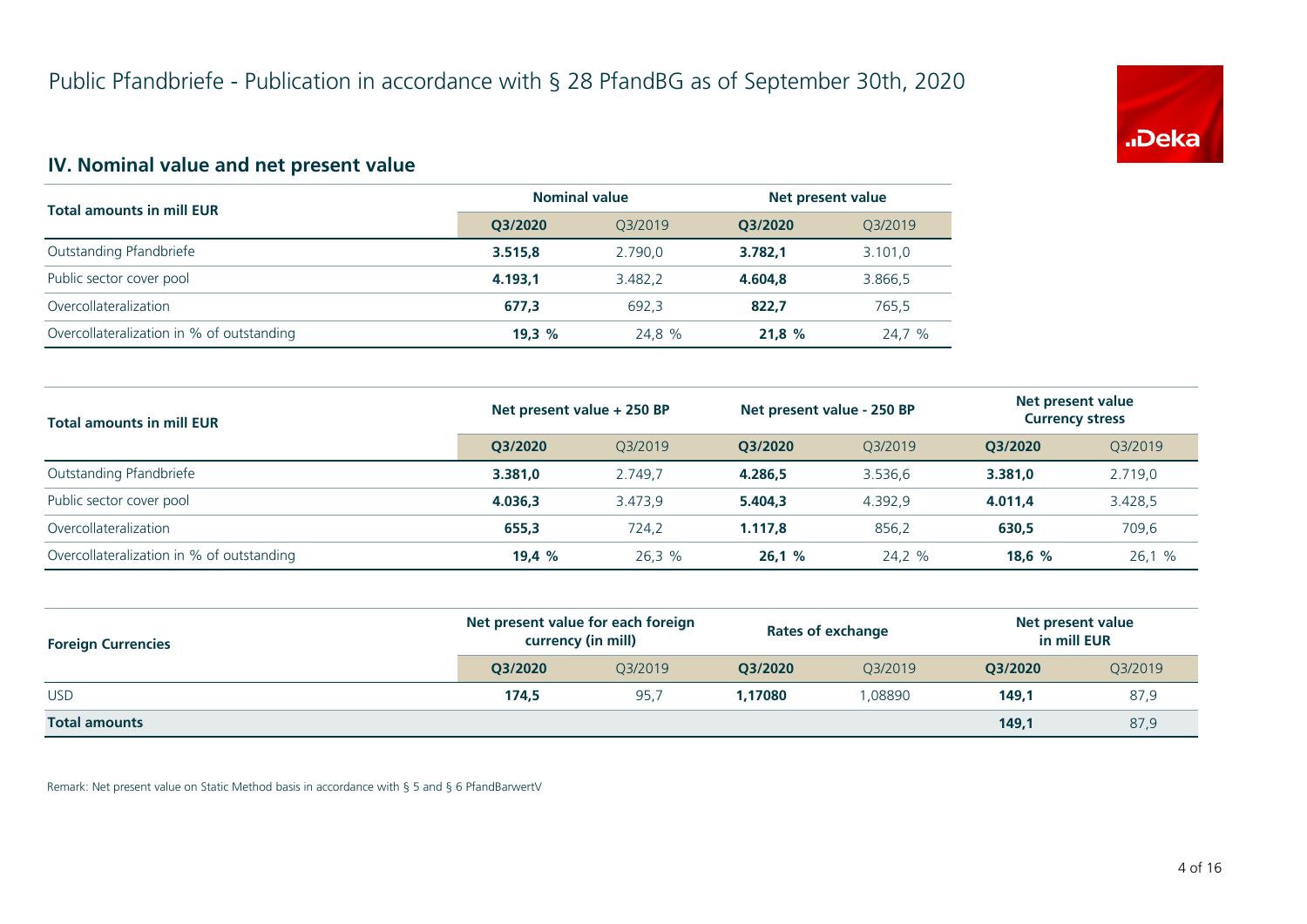# Public Pfandbriefe - Publication in accordance with § 28 PfandBG as of September 30th, 2020

## IV. Nominal value and net present value

| Total amounts in mill EUR | Nominal value | | Net present value | |
|---|---|---|---|---|
| | **Q3/2020** | Q3/2019 | **Q3/2020** | Q3/2019 |
| Outstanding Pfandbriefe | **3.515,8** | 2.790,0 | **3.782,1** | 3.101,0 |
| Public sector cover pool | **4.193,1** | 3.482,2 | **4.604,8** | 3.866,5 |
| Overcollateralization | **677,3** | 692,3 | **822,7** | 765,5 |
| Overcollateralization in % of outstanding | **19,3 %** | 24,8 % | **21,8 %** | 24,7 % |

| Total amounts in mill EUR | Net present value + 250 BP | | Net present value - 250 BP | | Net present value Currency stress | |
|---|---|---|---|---|---|---|
| | **Q3/2020** | Q3/2019 | **Q3/2020** | Q3/2019 | **Q3/2020** | Q3/2019 |
| Outstanding Pfandbriefe | **3.381,0** | 2.749,7 | **4.286,5** | 3.536,6 | **3.381,0** | 2.719,0 |
| Public sector cover pool | **4.036,3** | 3.473,9 | **5.404,3** | 4.392,9 | **4.011,4** | 3.428,5 |
| Overcollateralization | **655,3** | 724,2 | **1.117,8** | 856,2 | **630,5** | 709,6 |
| Overcollateralization in % of outstanding | **19,4 %** | 26,3 % | **26,1 %** | 24,2 % | **18,6 %** | 26,1 % |

| Foreign Currencies | Net present value for each foreign currency (in mill) | | Rates of exchange | | Net present value in mill EUR | |
|---|---|---|---|---|---|---|
| | **Q3/2020** | Q3/2019 | **Q3/2020** | Q3/2019 | **Q3/2020** | Q3/2019 |
| USD | **174,5** | 95,7 | **1,17080** | 1,08890 | **149,1** | 87,9 |
| **Total amounts** | | | | | **149,1** | 87,9 |

Remark: Net present value on Static Method basis in accordance with § 5 and § 6 PfandBarwertV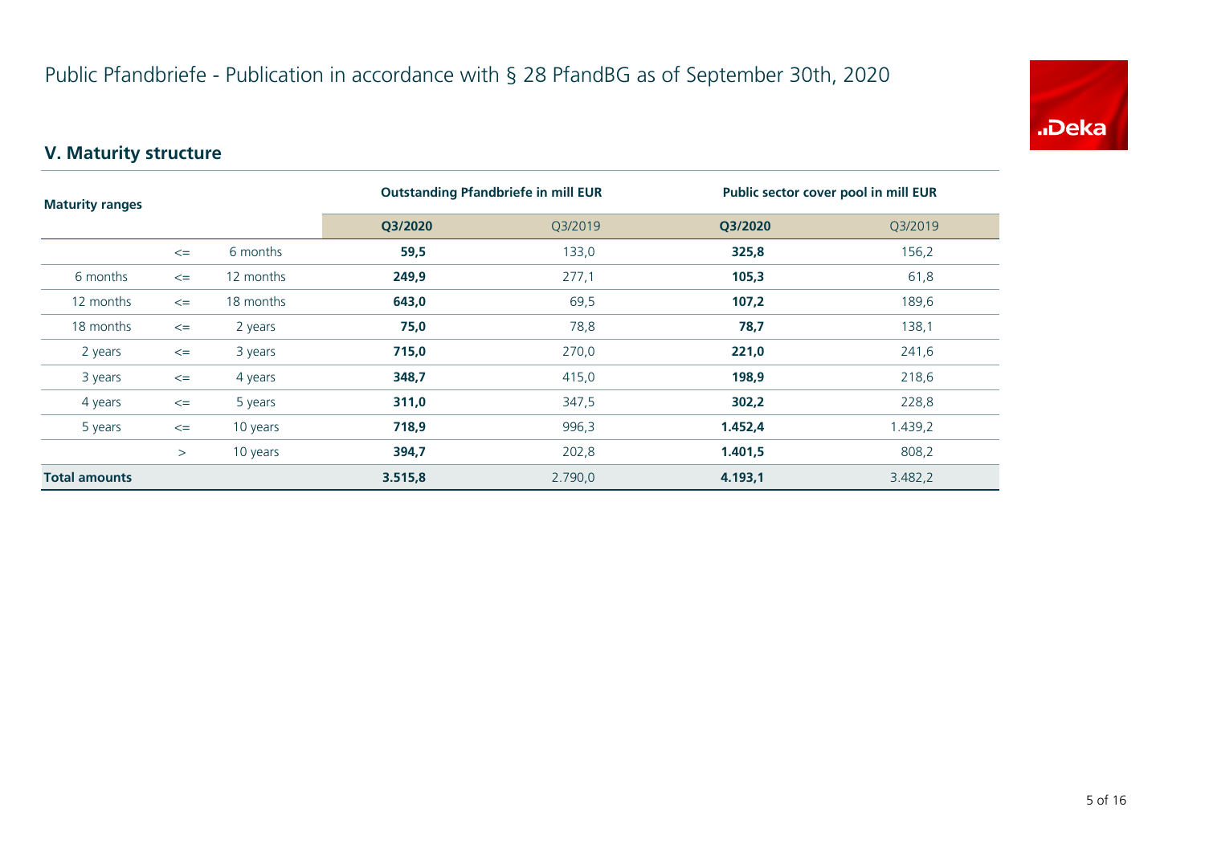# Public Pfandbriefe - Publication in accordance with § 28 PfandBG as of September 30th, 2020

## V. Maturity structure

| Maturity ranges | | | Outstanding Pfandbriefe in mill EUR | | Public sector cover pool in mill EUR | |
|---|---|---|---|---|---|---|
| | | | **Q3/2020** | Q3/2019 | **Q3/2020** | Q3/2019 |
| | <= | 6 months | **59,5** | 133,0 | **325,8** | 156,2 |
| 6 months | <= | 12 months | **249,9** | 277,1 | **105,3** | 61,8 |
| 12 months | <= | 18 months | **643,0** | 69,5 | **107,2** | 189,6 |
| 18 months | <= | 2 years | **75,0** | 78,8 | **78,7** | 138,1 |
| 2 years | <= | 3 years | **715,0** | 270,0 | **221,0** | 241,6 |
| 3 years | <= | 4 years | **348,7** | 415,0 | **198,9** | 218,6 |
| 4 years | <= | 5 years | **311,0** | 347,5 | **302,2** | 228,8 |
| 5 years | <= | 10 years | **718,9** | 996,3 | **1.452,4** | 1.439,2 |
| | > | 10 years | **394,7** | 202,8 | **1.401,5** | 808,2 |
| **Total amounts** | | | **3.515,8** | 2.790,0 | **4.193,1** | 3.482,2 |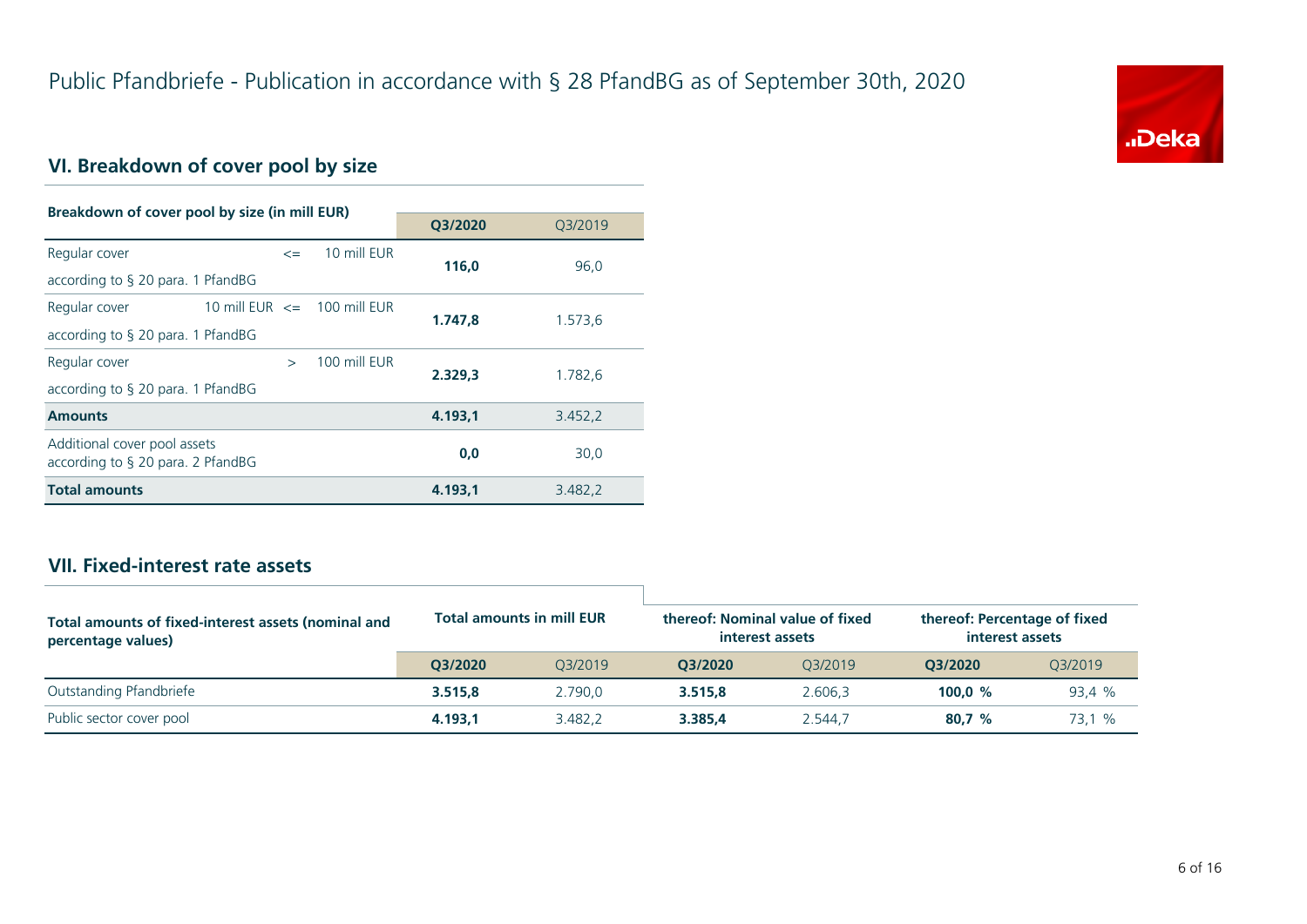# Public Pfandbriefe - Publication in accordance with § 28 PfandBG as of September 30th, 2020

## VI. Breakdown of cover pool by size

| Breakdown of cover pool by size (in mill EUR) | | | Q3/2020 | Q3/2019 |
|---|---|---|---|---|
| Regular cover according to § 20 para. 1 PfandBG | <= | 10 mill EUR | **116,0** | 96,0 |
| Regular cover according to § 20 para. 1 PfandBG | 10 mill EUR <= | 100 mill EUR | **1.747,8** | 1.573,6 |
| Regular cover according to § 20 para. 1 PfandBG | > | 100 mill EUR | **2.329,3** | 1.782,6 |
| **Amounts** | | | **4.193,1** | 3.452,2 |
| Additional cover pool assets according to § 20 para. 2 PfandBG | | | **0,0** | 30,0 |
| **Total amounts** | | | **4.193,1** | 3.482,2 |

## VII. Fixed-interest rate assets

| Total amounts of fixed-interest assets (nominal and percentage values) | Total amounts in mill EUR | | thereof: Nominal value of fixed interest assets | | thereof: Percentage of fixed interest assets | |
|---|---|---|---|---|---|---|
| | Q3/2020 | Q3/2019 | Q3/2020 | Q3/2019 | Q3/2020 | Q3/2019 |
| Outstanding Pfandbriefe | **3.515,8** | 2.790,0 | **3.515,8** | 2.606,3 | **100,0 %** | 93,4 % |
| Public sector cover pool | **4.193,1** | 3.482,2 | **3.385,4** | 2.544,7 | **80,7 %** | 73,1 % |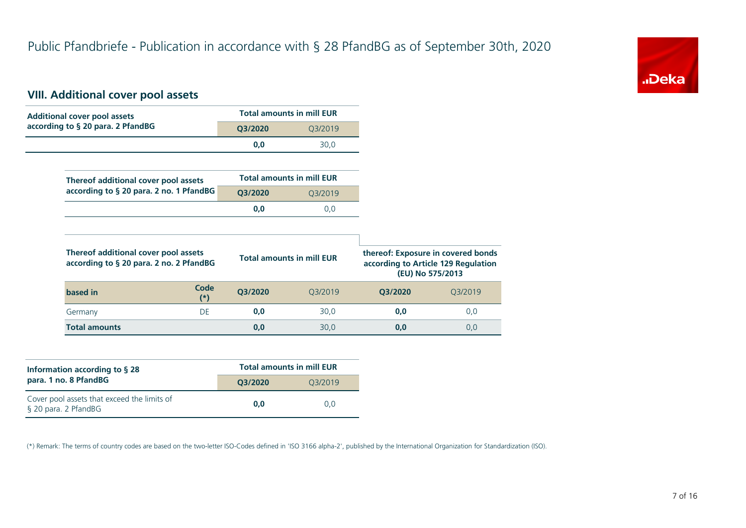# Public Pfandbriefe - Publication in accordance with § 28 PfandBG as of September 30th, 2020

## VIII. Additional cover pool assets

| Additional cover pool assets according to § 20 para. 2 PfandBG | Total amounts in mill EUR | |
|---|---|---|
| | Q3/2020 | Q3/2019 |
| | 0,0 | 30,0 |

| Thereof additional cover pool assets according to § 20 para. 2 no. 1 PfandBG | Total amounts in mill EUR | |
|---|---|---|
| | Q3/2020 | Q3/2019 |
| | 0,0 | 0,0 |

| Thereof additional cover pool assets according to § 20 para. 2 no. 2 PfandBG | | Total amounts in mill EUR | | thereof: Exposure in covered bonds according to Article 129 Regulation (EU) No 575/2013 | |
|---|---|---|---|---|---|
| based in | Code (*) | Q3/2020 | Q3/2019 | Q3/2020 | Q3/2019 |
| Germany | DE | 0,0 | 30,0 | 0,0 | 0,0 |
| Total amounts | | 0,0 | 30,0 | 0,0 | 0,0 |

| Information according to § 28 para. 1 no. 8 PfandBG | Total amounts in mill EUR | |
|---|---|---|
| | Q3/2020 | Q3/2019 |
| Cover pool assets that exceed the limits of § 20 para. 2 PfandBG | 0,0 | 0,0 |

(*) Remark: The terms of country codes are based on the two-letter ISO-Codes defined in 'ISO 3166 alpha-2', published by the International Organization for Standardization (ISO).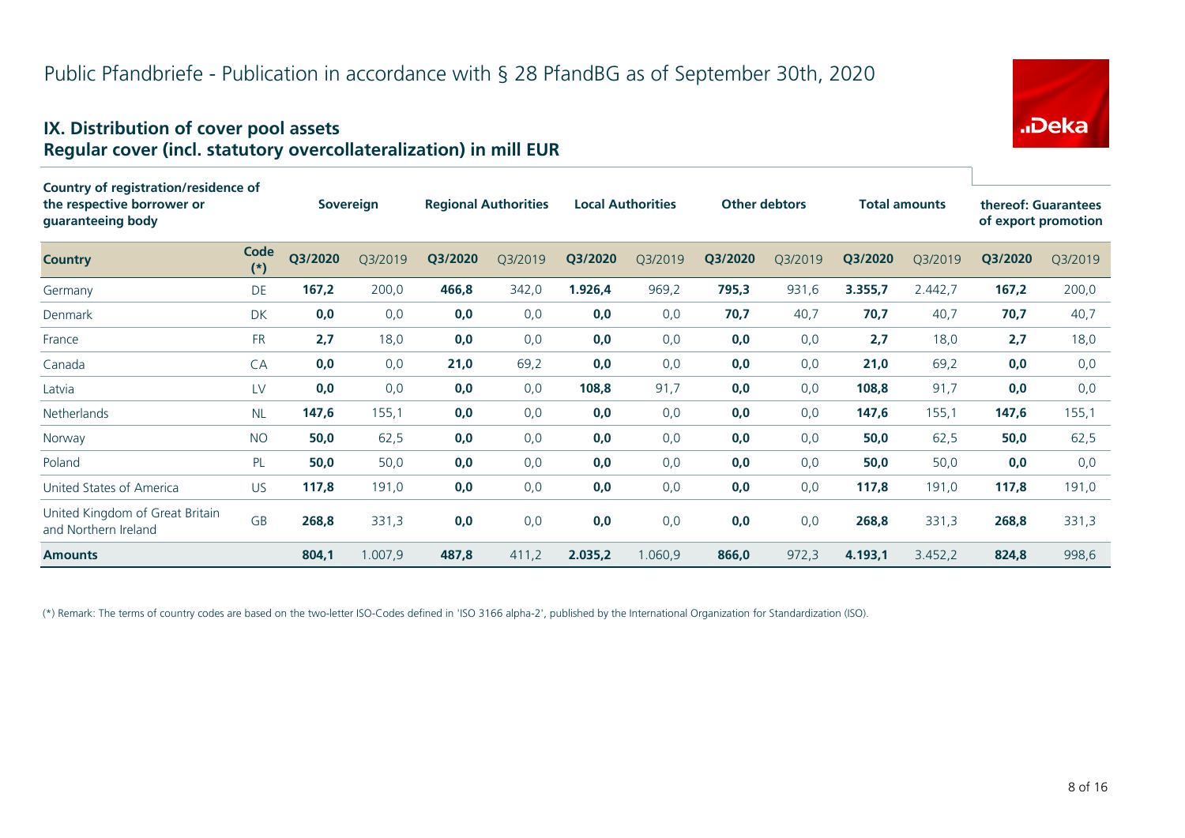# Public Pfandbriefe - Publication in accordance with § 28 PfandBG as of September 30th, 2020

## IX. Distribution of cover pool assets
## Regular cover (incl. statutory overcollateralization) in mill EUR

| Country of registration/residence of the respective borrower or guaranteeing body | | Sovereign | | Regional Authorities | | Local Authorities | | Other debtors | | Total amounts | | thereof: Guarantees of export promotion | |
|---|---|---|---|---|---|---|---|---|---|---|---|---|---|
| **Country** | **Code (*)** | **Q3/2020** | Q3/2019 | **Q3/2020** | Q3/2019 | **Q3/2020** | Q3/2019 | **Q3/2020** | Q3/2019 | **Q3/2020** | Q3/2019 | **Q3/2020** | Q3/2019 |
| Germany | DE | **167,2** | 200,0 | **466,8** | 342,0 | **1.926,4** | 969,2 | **795,3** | 931,6 | **3.355,7** | 2.442,7 | **167,2** | 200,0 |
| Denmark | DK | **0,0** | 0,0 | **0,0** | 0,0 | **0,0** | 0,0 | **70,7** | 40,7 | **70,7** | 40,7 | **70,7** | 40,7 |
| France | FR | **2,7** | 18,0 | **0,0** | 0,0 | **0,0** | 0,0 | **0,0** | 0,0 | **2,7** | 18,0 | **2,7** | 18,0 |
| Canada | CA | **0,0** | 0,0 | **21,0** | 69,2 | **0,0** | 0,0 | **0,0** | 0,0 | **21,0** | 69,2 | **0,0** | 0,0 |
| Latvia | LV | **0,0** | 0,0 | **0,0** | 0,0 | **108,8** | 91,7 | **0,0** | 0,0 | **108,8** | 91,7 | **0,0** | 0,0 |
| Netherlands | NL | **147,6** | 155,1 | **0,0** | 0,0 | **0,0** | 0,0 | **0,0** | 0,0 | **147,6** | 155,1 | **147,6** | 155,1 |
| Norway | NO | **50,0** | 62,5 | **0,0** | 0,0 | **0,0** | 0,0 | **0,0** | 0,0 | **50,0** | 62,5 | **50,0** | 62,5 |
| Poland | PL | **50,0** | 50,0 | **0,0** | 0,0 | **0,0** | 0,0 | **0,0** | 0,0 | **50,0** | 50,0 | **0,0** | 0,0 |
| United States of America | US | **117,8** | 191,0 | **0,0** | 0,0 | **0,0** | 0,0 | **0,0** | 0,0 | **117,8** | 191,0 | **117,8** | 191,0 |
| United Kingdom of Great Britain and Northern Ireland | GB | **268,8** | 331,3 | **0,0** | 0,0 | **0,0** | 0,0 | **0,0** | 0,0 | **268,8** | 331,3 | **268,8** | 331,3 |
| **Amounts** | | **804,1** | 1.007,9 | **487,8** | 411,2 | **2.035,2** | 1.060,9 | **866,0** | 972,3 | **4.193,1** | 3.452,2 | **824,8** | 998,6 |

(*) Remark: The terms of country codes are based on the two-letter ISO-Codes defined in 'ISO 3166 alpha-2', published by the International Organization for Standardization (ISO).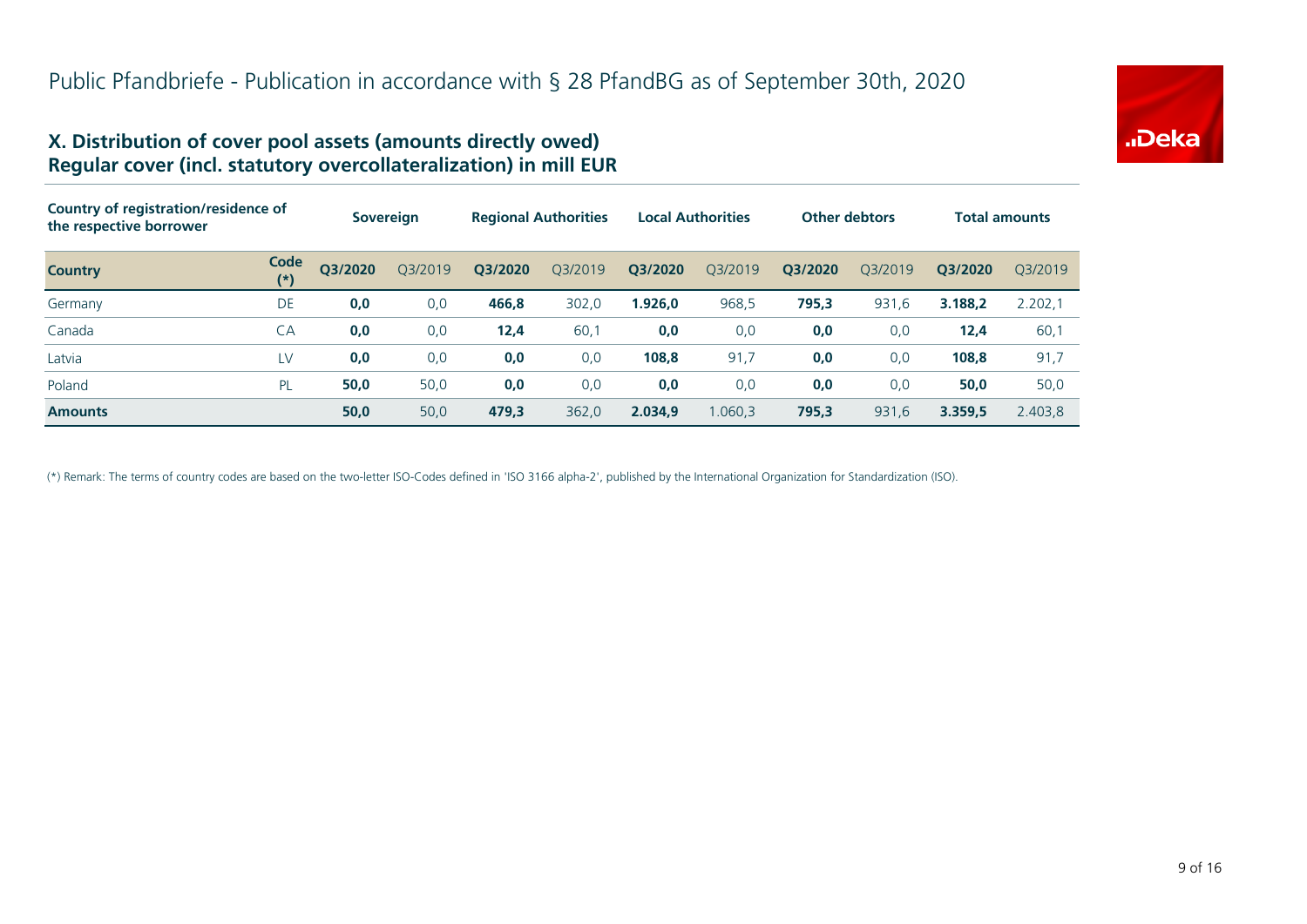# Public Pfandbriefe - Publication in accordance with § 28 PfandBG as of September 30th, 2020

## X. Distribution of cover pool assets (amounts directly owed)
## Regular cover (incl. statutory overcollateralization) in mill EUR

| Country of registration/residence of the respective borrower | | Sovereign | | Regional Authorities | | Local Authorities | | Other debtors | | Total amounts | |
|---|---|---|---|---|---|---|---|---|---|---|---|
| **Country** | **Code (*)** | **Q3/2020** | Q3/2019 | **Q3/2020** | Q3/2019 | **Q3/2020** | Q3/2019 | **Q3/2020** | Q3/2019 | **Q3/2020** | Q3/2019 |
| Germany | DE | **0,0** | 0,0 | **466,8** | 302,0 | **1.926,0** | 968,5 | **795,3** | 931,6 | **3.188,2** | 2.202,1 |
| Canada | CA | **0,0** | 0,0 | **12,4** | 60,1 | **0,0** | 0,0 | **0,0** | 0,0 | **12,4** | 60,1 |
| Latvia | LV | **0,0** | 0,0 | **0,0** | 0,0 | **108,8** | 91,7 | **0,0** | 0,0 | **108,8** | 91,7 |
| Poland | PL | **50,0** | 50,0 | **0,0** | 0,0 | **0,0** | 0,0 | **0,0** | 0,0 | **50,0** | 50,0 |
| **Amounts** | | **50,0** | 50,0 | **479,3** | 362,0 | **2.034,9** | 1.060,3 | **795,3** | 931,6 | **3.359,5** | 2.403,8 |

(*) Remark: The terms of country codes are based on the two-letter ISO-Codes defined in 'ISO 3166 alpha-2', published by the International Organization for Standardization (ISO).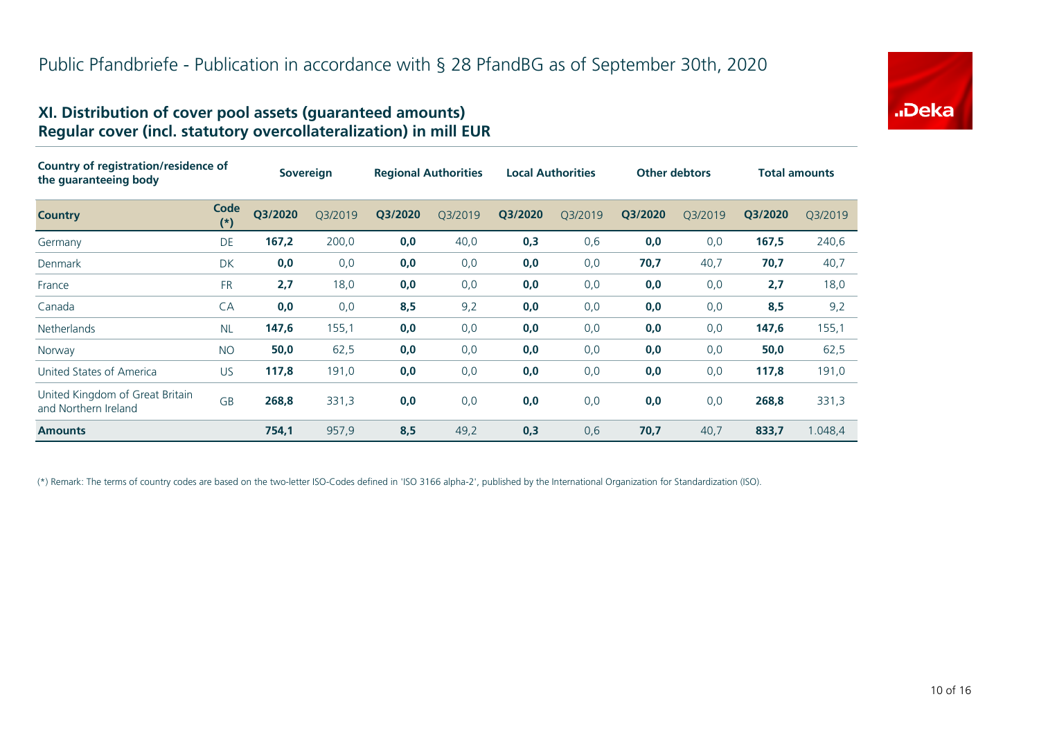# Public Pfandbriefe - Publication in accordance with § 28 PfandBG as of September 30th, 2020

## XI. Distribution of cover pool assets (guaranteed amounts)
## Regular cover (incl. statutory overcollateralization) in mill EUR

| Country of registration/residence of the guaranteeing body | | Sovereign | | Regional Authorities | | Local Authorities | | Other debtors | | Total amounts | |
|---|---|---|---|---|---|---|---|---|---|---|---|
| **Country** | **Code (*)** | **Q3/2020** | Q3/2019 | **Q3/2020** | Q3/2019 | **Q3/2020** | Q3/2019 | **Q3/2020** | Q3/2019 | **Q3/2020** | Q3/2019 |
| Germany | DE | **167,2** | 200,0 | **0,0** | 40,0 | **0,3** | 0,6 | **0,0** | 0,0 | **167,5** | 240,6 |
| Denmark | DK | **0,0** | 0,0 | **0,0** | 0,0 | **0,0** | 0,0 | **70,7** | 40,7 | **70,7** | 40,7 |
| France | FR | **2,7** | 18,0 | **0,0** | 0,0 | **0,0** | 0,0 | **0,0** | 0,0 | **2,7** | 18,0 |
| Canada | CA | **0,0** | 0,0 | **8,5** | 9,2 | **0,0** | 0,0 | **0,0** | 0,0 | **8,5** | 9,2 |
| Netherlands | NL | **147,6** | 155,1 | **0,0** | 0,0 | **0,0** | 0,0 | **0,0** | 0,0 | **147,6** | 155,1 |
| Norway | NO | **50,0** | 62,5 | **0,0** | 0,0 | **0,0** | 0,0 | **0,0** | 0,0 | **50,0** | 62,5 |
| United States of America | US | **117,8** | 191,0 | **0,0** | 0,0 | **0,0** | 0,0 | **0,0** | 0,0 | **117,8** | 191,0 |
| United Kingdom of Great Britain and Northern Ireland | GB | **268,8** | 331,3 | **0,0** | 0,0 | **0,0** | 0,0 | **0,0** | 0,0 | **268,8** | 331,3 |
| **Amounts** | | **754,1** | 957,9 | **8,5** | 49,2 | **0,3** | 0,6 | **70,7** | 40,7 | **833,7** | 1.048,4 |

(*) Remark: The terms of country codes are based on the two-letter ISO-Codes defined in 'ISO 3166 alpha-2', published by the International Organization for Standardization (ISO).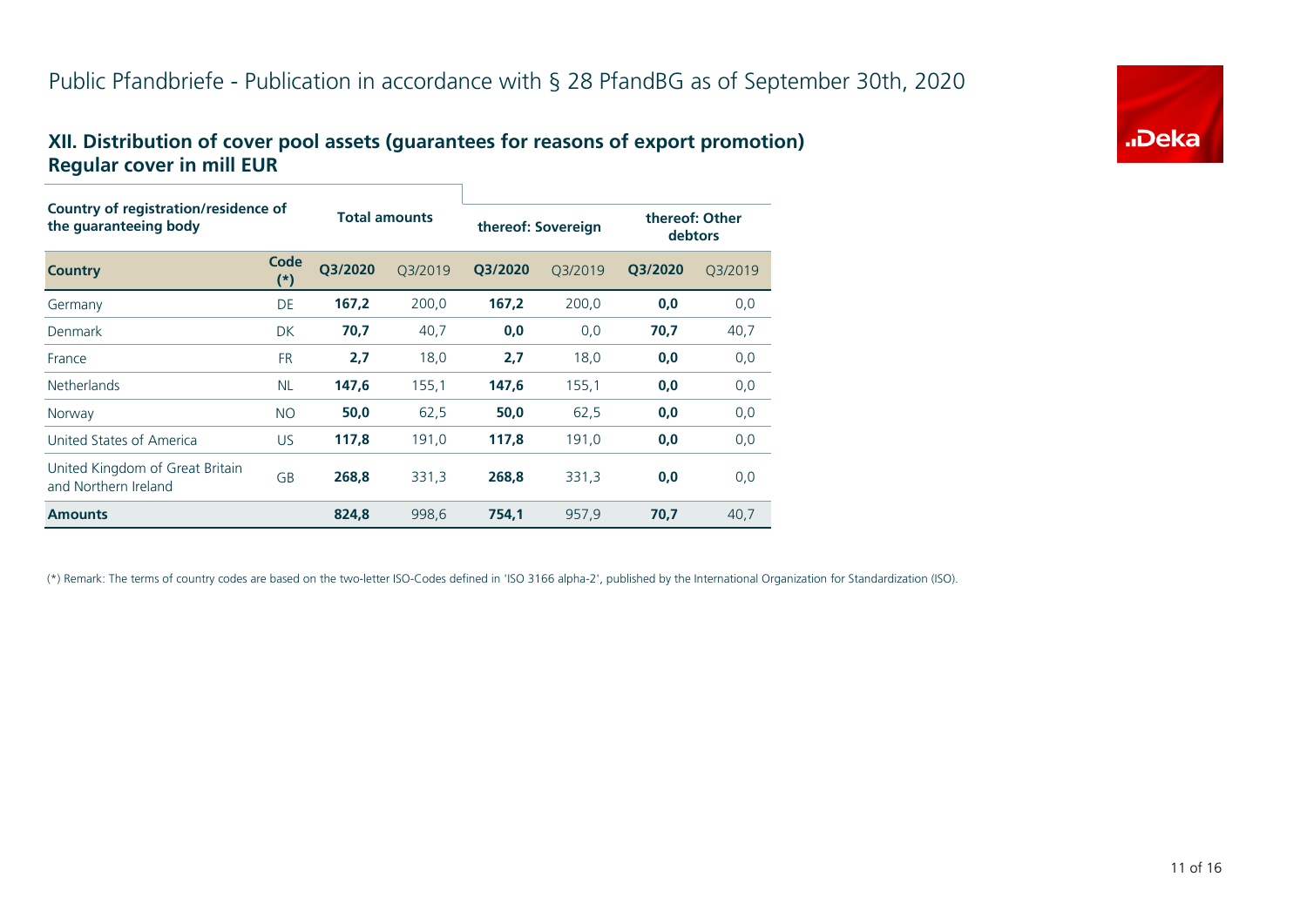# Public Pfandbriefe - Publication in accordance with § 28 PfandBG as of September 30th, 2020

## XII. Distribution of cover pool assets (guarantees for reasons of export promotion)
## Regular cover in mill EUR

| Country of registration/residence of the guaranteeing body | | Total amounts | | thereof: Sovereign | | thereof: Other debtors | |
|---|---|---|---|---|---|---|---|
| **Country** | **Code (*)** | **Q3/2020** | Q3/2019 | **Q3/2020** | Q3/2019 | **Q3/2020** | Q3/2019 |
| Germany | DE | **167,2** | 200,0 | **167,2** | 200,0 | **0,0** | 0,0 |
| Denmark | DK | **70,7** | 40,7 | **0,0** | 0,0 | **70,7** | 40,7 |
| France | FR | **2,7** | 18,0 | **2,7** | 18,0 | **0,0** | 0,0 |
| Netherlands | NL | **147,6** | 155,1 | **147,6** | 155,1 | **0,0** | 0,0 |
| Norway | NO | **50,0** | 62,5 | **50,0** | 62,5 | **0,0** | 0,0 |
| United States of America | US | **117,8** | 191,0 | **117,8** | 191,0 | **0,0** | 0,0 |
| United Kingdom of Great Britain and Northern Ireland | GB | **268,8** | 331,3 | **268,8** | 331,3 | **0,0** | 0,0 |
| **Amounts** | | **824,8** | 998,6 | **754,1** | 957,9 | **70,7** | 40,7 |

(*) Remark: The terms of country codes are based on the two-letter ISO-Codes defined in 'ISO 3166 alpha-2', published by the International Organization for Standardization (ISO).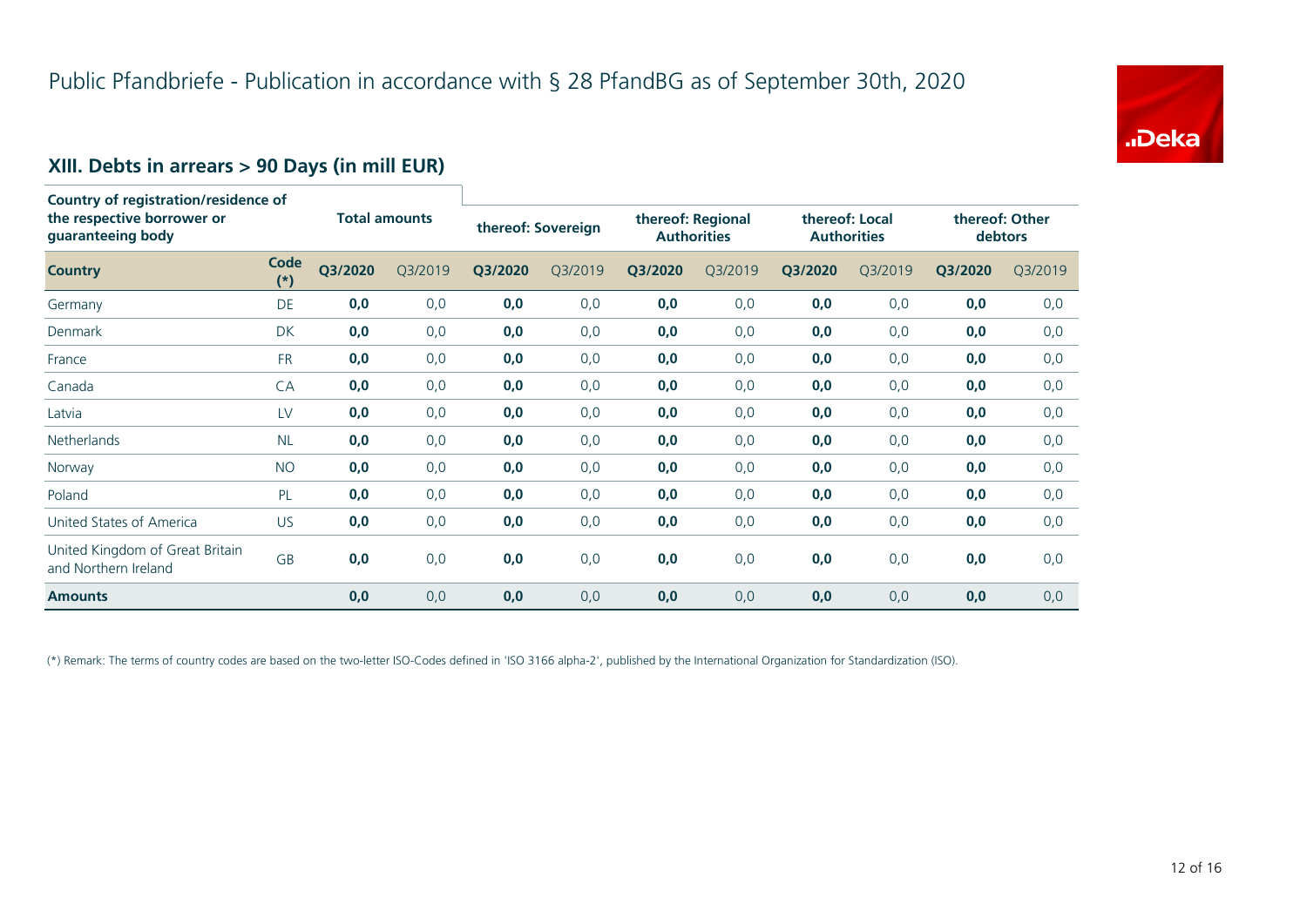# Public Pfandbriefe - Publication in accordance with § 28 PfandBG as of September 30th, 2020

## XIII. Debts in arrears > 90 Days (in mill EUR)

| Country of registration/residence of the respective borrower or guaranteeing body | | Total amounts | | thereof: Sovereign | | thereof: Regional Authorities | | thereof: Local Authorities | | thereof: Other debtors | |
|---|---|---|---|---|---|---|---|---|---|---|---|
| **Country** | **Code (*)** | **Q3/2020** | Q3/2019 | **Q3/2020** | Q3/2019 | **Q3/2020** | Q3/2019 | **Q3/2020** | Q3/2019 | **Q3/2020** | Q3/2019 |
| Germany | DE | **0,0** | 0,0 | **0,0** | 0,0 | **0,0** | 0,0 | **0,0** | 0,0 | **0,0** | 0,0 |
| Denmark | DK | **0,0** | 0,0 | **0,0** | 0,0 | **0,0** | 0,0 | **0,0** | 0,0 | **0,0** | 0,0 |
| France | FR | **0,0** | 0,0 | **0,0** | 0,0 | **0,0** | 0,0 | **0,0** | 0,0 | **0,0** | 0,0 |
| Canada | CA | **0,0** | 0,0 | **0,0** | 0,0 | **0,0** | 0,0 | **0,0** | 0,0 | **0,0** | 0,0 |
| Latvia | LV | **0,0** | 0,0 | **0,0** | 0,0 | **0,0** | 0,0 | **0,0** | 0,0 | **0,0** | 0,0 |
| Netherlands | NL | **0,0** | 0,0 | **0,0** | 0,0 | **0,0** | 0,0 | **0,0** | 0,0 | **0,0** | 0,0 |
| Norway | NO | **0,0** | 0,0 | **0,0** | 0,0 | **0,0** | 0,0 | **0,0** | 0,0 | **0,0** | 0,0 |
| Poland | PL | **0,0** | 0,0 | **0,0** | 0,0 | **0,0** | 0,0 | **0,0** | 0,0 | **0,0** | 0,0 |
| United States of America | US | **0,0** | 0,0 | **0,0** | 0,0 | **0,0** | 0,0 | **0,0** | 0,0 | **0,0** | 0,0 |
| United Kingdom of Great Britain and Northern Ireland | GB | **0,0** | 0,0 | **0,0** | 0,0 | **0,0** | 0,0 | **0,0** | 0,0 | **0,0** | 0,0 |
| **Amounts** | | **0,0** | 0,0 | **0,0** | 0,0 | **0,0** | 0,0 | **0,0** | 0,0 | **0,0** | 0,0 |

(*) Remark: The terms of country codes are based on the two-letter ISO-Codes defined in 'ISO 3166 alpha-2', published by the International Organization for Standardization (ISO).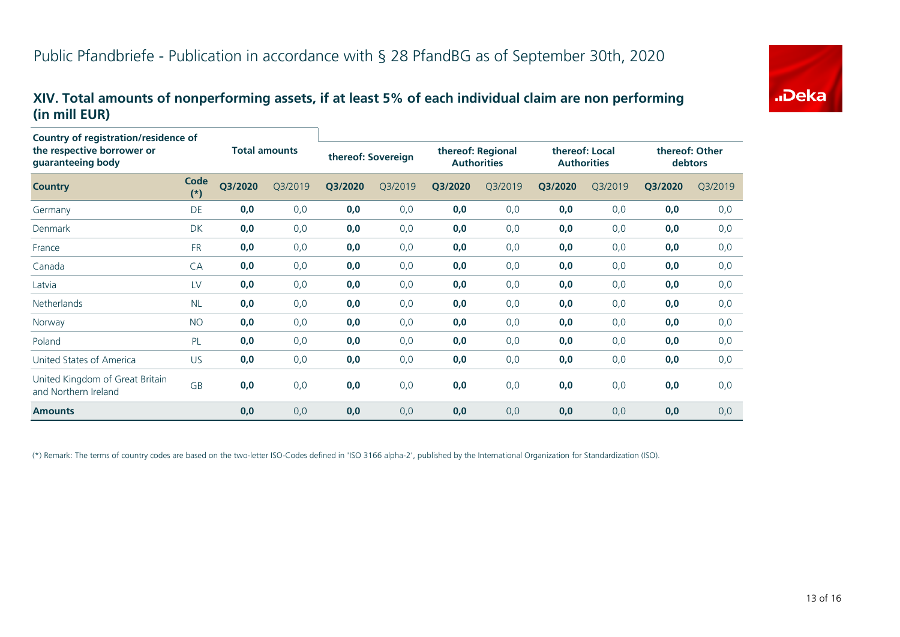# Public Pfandbriefe - Publication in accordance with § 28 PfandBG as of September 30th, 2020

## XIV. Total amounts of nonperforming assets, if at least 5% of each individual claim are non performing (in mill EUR)

| Country of registration/residence of the respective borrower or guaranteeing body | | Total amounts | | thereof: Sovereign | | thereof: Regional Authorities | | thereof: Local Authorities | | thereof: Other debtors | |
|---|---|---|---|---|---|---|---|---|---|---|---|
| **Country** | **Code (*)** | **Q3/2020** | Q3/2019 | **Q3/2020** | Q3/2019 | **Q3/2020** | Q3/2019 | **Q3/2020** | Q3/2019 | **Q3/2020** | Q3/2019 |
| Germany | DE | **0,0** | 0,0 | **0,0** | 0,0 | **0,0** | 0,0 | **0,0** | 0,0 | **0,0** | 0,0 |
| Denmark | DK | **0,0** | 0,0 | **0,0** | 0,0 | **0,0** | 0,0 | **0,0** | 0,0 | **0,0** | 0,0 |
| France | FR | **0,0** | 0,0 | **0,0** | 0,0 | **0,0** | 0,0 | **0,0** | 0,0 | **0,0** | 0,0 |
| Canada | CA | **0,0** | 0,0 | **0,0** | 0,0 | **0,0** | 0,0 | **0,0** | 0,0 | **0,0** | 0,0 |
| Latvia | LV | **0,0** | 0,0 | **0,0** | 0,0 | **0,0** | 0,0 | **0,0** | 0,0 | **0,0** | 0,0 |
| Netherlands | NL | **0,0** | 0,0 | **0,0** | 0,0 | **0,0** | 0,0 | **0,0** | 0,0 | **0,0** | 0,0 |
| Norway | NO | **0,0** | 0,0 | **0,0** | 0,0 | **0,0** | 0,0 | **0,0** | 0,0 | **0,0** | 0,0 |
| Poland | PL | **0,0** | 0,0 | **0,0** | 0,0 | **0,0** | 0,0 | **0,0** | 0,0 | **0,0** | 0,0 |
| United States of America | US | **0,0** | 0,0 | **0,0** | 0,0 | **0,0** | 0,0 | **0,0** | 0,0 | **0,0** | 0,0 |
| United Kingdom of Great Britain and Northern Ireland | GB | **0,0** | 0,0 | **0,0** | 0,0 | **0,0** | 0,0 | **0,0** | 0,0 | **0,0** | 0,0 |
| **Amounts** | | **0,0** | 0,0 | **0,0** | 0,0 | **0,0** | 0,0 | **0,0** | 0,0 | **0,0** | 0,0 |

(*) Remark: The terms of country codes are based on the two-letter ISO-Codes defined in 'ISO 3166 alpha-2', published by the International Organization for Standardization (ISO).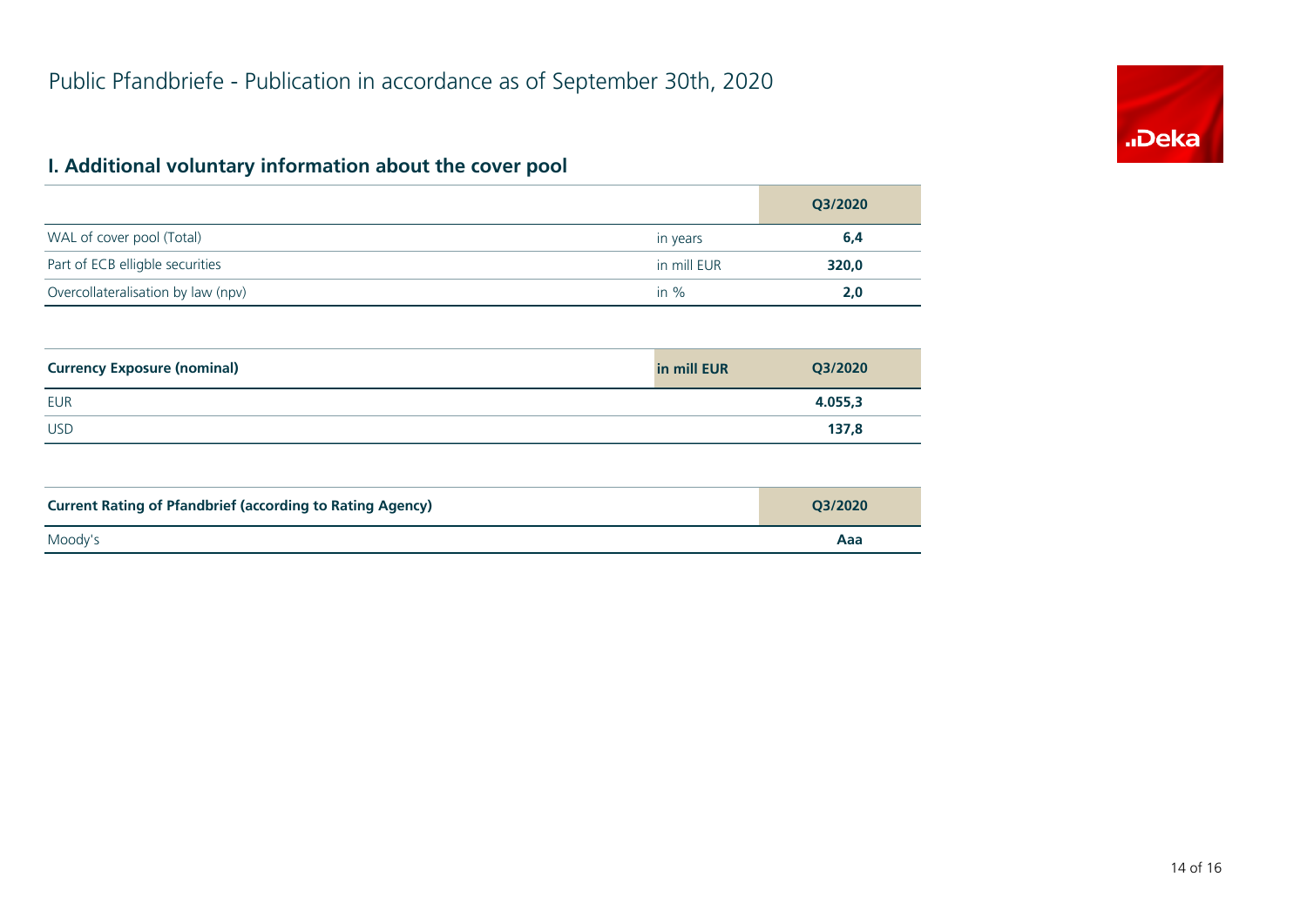# Public Pfandbriefe - Publication in accordance as of September 30th, 2020

## I. Additional voluntary information about the cover pool

| | | Q3/2020 |
|---|---|---|
| WAL of cover pool (Total) | in years | **6,4** |
| Part of ECB elligble securities | in mill EUR | **320,0** |
| Overcollateralisation by law (npv) | in % | **2,0** |

| Currency Exposure (nominal) | in mill EUR | Q3/2020 |
|---|---|---|
| EUR | | **4.055,3** |
| USD | | **137,8** |

| Current Rating of Pfandbrief (according to Rating Agency) | Q3/2020 |
|---|---|
| Moody's | **Aaa** |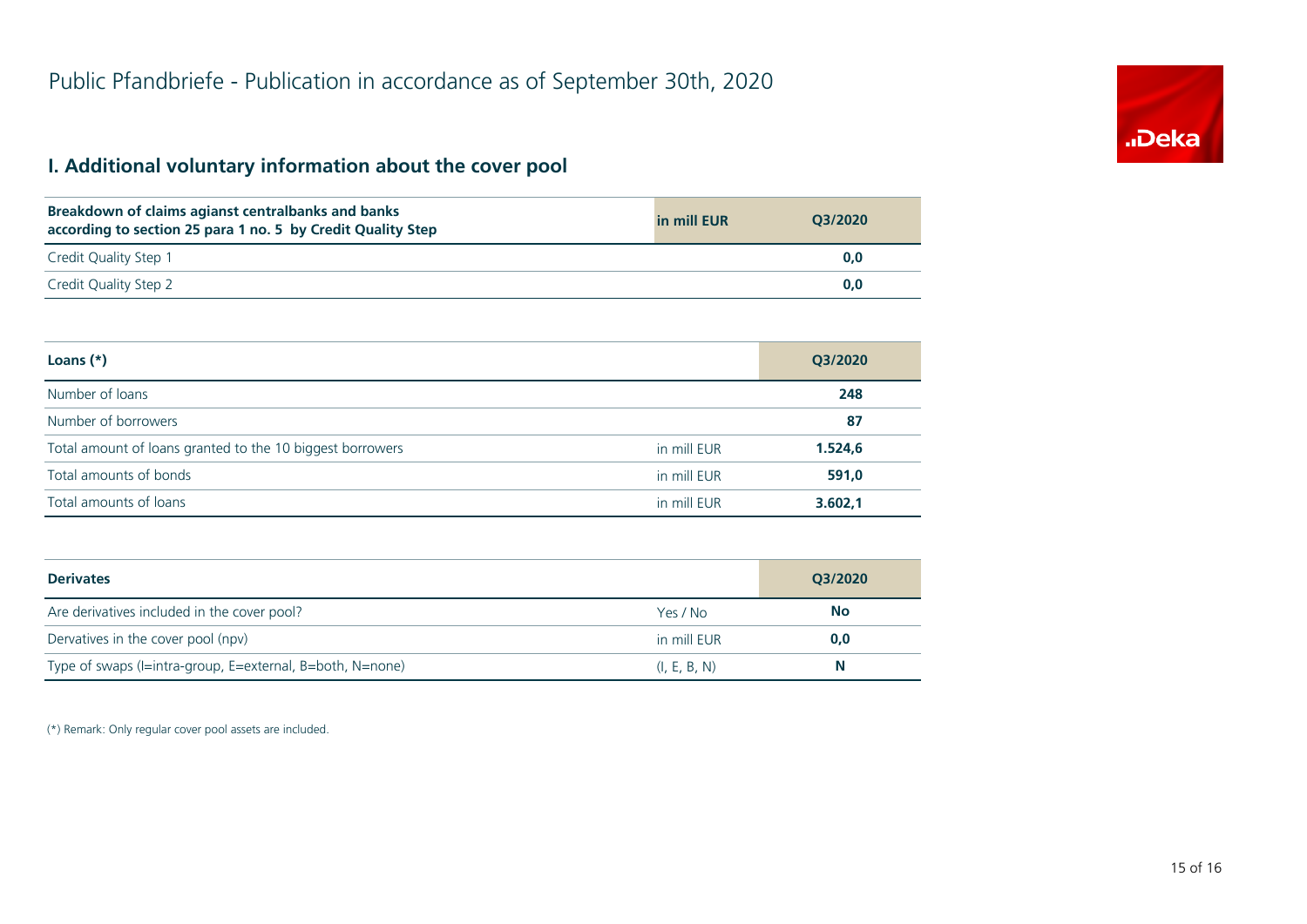# Public Pfandbriefe - Publication in accordance as of September 30th, 2020

## I. Additional voluntary information about the cover pool

| Breakdown of claims agianst centralbanks and banks according to section 25 para 1 no. 5 by Credit Quality Step | in mill EUR | Q3/2020 |
|---|---|---|
| Credit Quality Step 1 | | 0,0 |
| Credit Quality Step 2 | | 0,0 |

| Loans (*) | | Q3/2020 |
|---|---|---|
| Number of loans | | 248 |
| Number of borrowers | | 87 |
| Total amount of loans granted to the 10 biggest borrowers | in mill EUR | 1.524,6 |
| Total amounts of bonds | in mill EUR | 591,0 |
| Total amounts of loans | in mill EUR | 3.602,1 |

| Derivates | | Q3/2020 |
|---|---|---|
| Are derivatives included in the cover pool? | Yes / No | No |
| Dervatives in the cover pool (npv) | in mill EUR | 0,0 |
| Type of swaps (I=intra-group, E=external, B=both, N=none) | (I, E, B, N) | N |

(*) Remark: Only regular cover pool assets are included.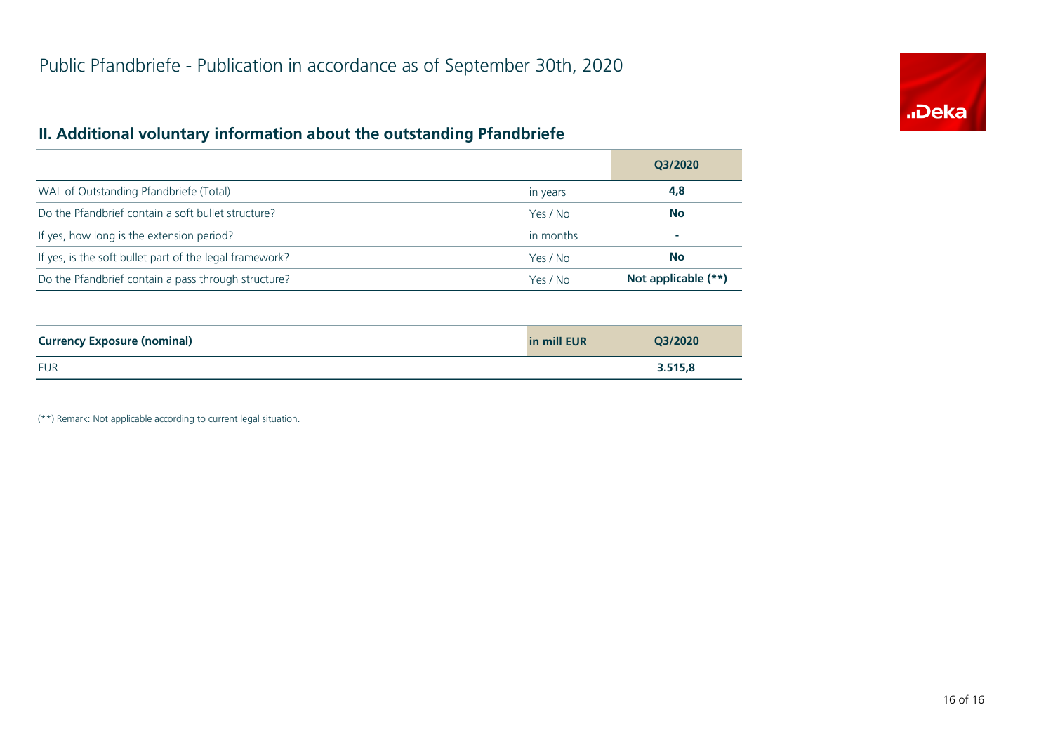# Public Pfandbriefe - Publication in accordance as of September 30th, 2020

## II. Additional voluntary information about the outstanding Pfandbriefe

| | | Q3/2020 |
|---|---|---|
| WAL of Outstanding Pfandbriefe (Total) | in years | **4,8** |
| Do the Pfandbrief contain a soft bullet structure? | Yes / No | **No** |
| If yes, how long is the extension period? | in months | **-** |
| If yes, is the soft bullet part of the legal framework? | Yes / No | **No** |
| Do the Pfandbrief contain a pass through structure? | Yes / No | **Not applicable (**)** |

| **Currency Exposure (nominal)** | **in mill EUR** | **Q3/2020** |
|---|---|---|
| EUR | | **3.515,8** |

(**) Remark: Not applicable according to current legal situation.